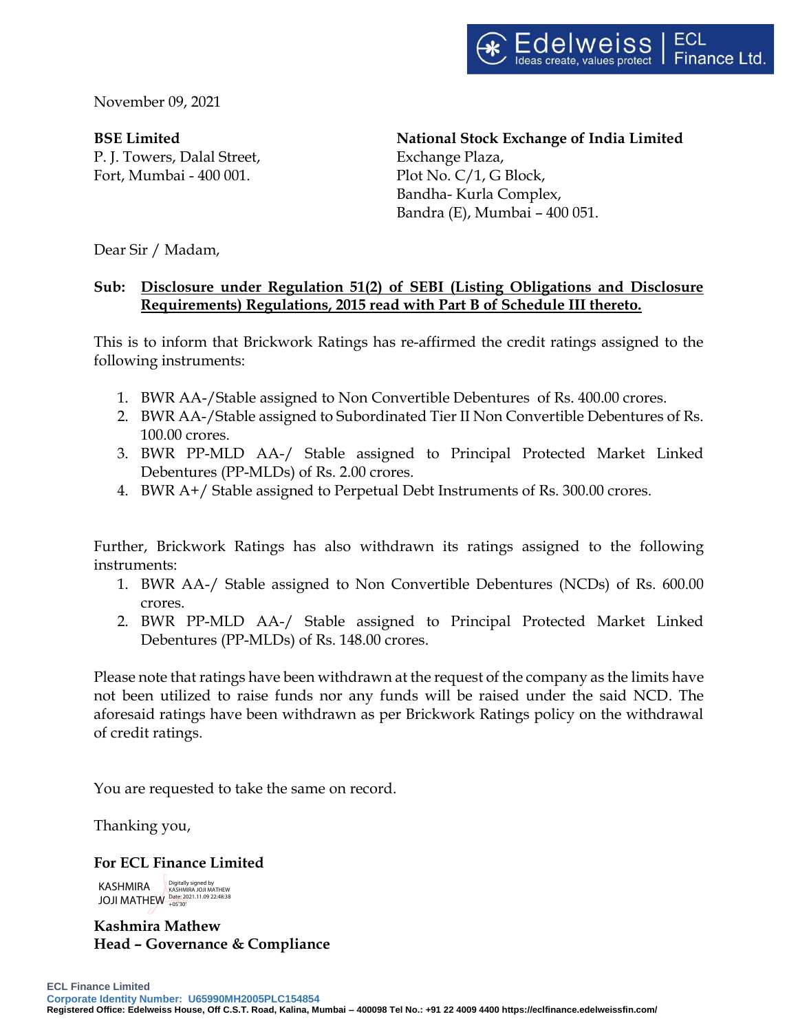November 09, 2021

**BSE Limited**
P. J. Towers, Dalal Street,
Fort, Mumbai - 400 001.

**National Stock Exchange of India Limited**
Exchange Plaza,
Plot No. C/1, G Block,
Bandha- Kurla Complex,
Bandra (E), Mumbai – 400 051.

Dear Sir / Madam,

**Sub: Disclosure under Regulation 51(2) of SEBI (Listing Obligations and Disclosure Requirements) Regulations, 2015 read with Part B of Schedule III thereto.**

This is to inform that Brickwork Ratings has re-affirmed the credit ratings assigned to the following instruments:

1. BWR AA-/Stable assigned to Non Convertible Debentures of Rs. 400.00 crores.
2. BWR AA-/Stable assigned to Subordinated Tier II Non Convertible Debentures of Rs. 100.00 crores.
3. BWR PP-MLD AA-/ Stable assigned to Principal Protected Market Linked Debentures (PP-MLDs) of Rs. 2.00 crores.
4. BWR A+/ Stable assigned to Perpetual Debt Instruments of Rs. 300.00 crores.

Further, Brickwork Ratings has also withdrawn its ratings assigned to the following instruments:

1. BWR AA-/ Stable assigned to Non Convertible Debentures (NCDs) of Rs. 600.00 crores.
2. BWR PP-MLD AA-/ Stable assigned to Principal Protected Market Linked Debentures (PP-MLDs) of Rs. 148.00 crores.

Please note that ratings have been withdrawn at the request of the company as the limits have not been utilized to raise funds nor any funds will be raised under the said NCD. The aforesaid ratings have been withdrawn as per Brickwork Ratings policy on the withdrawal of credit ratings.

You are requested to take the same on record.

Thanking you,

**For ECL Finance Limited**

KASHMIRA JOJI MATHEW
Digitally signed by KASHMIRA JOJI MATHEW
Date: 2021.11.09 22:48:38 +05'30'

**Kashmira Mathew**
**Head – Governance & Compliance**

**ECL Finance Limited**
**Corporate Identity Number: U65990MH2005PLC154854**
**Registered Office: Edelweiss House, Off C.S.T. Road, Kalina, Mumbai – 400098 Tel No.: +91 22 4009 4400 https://eclfinance.edelweissfin.com/**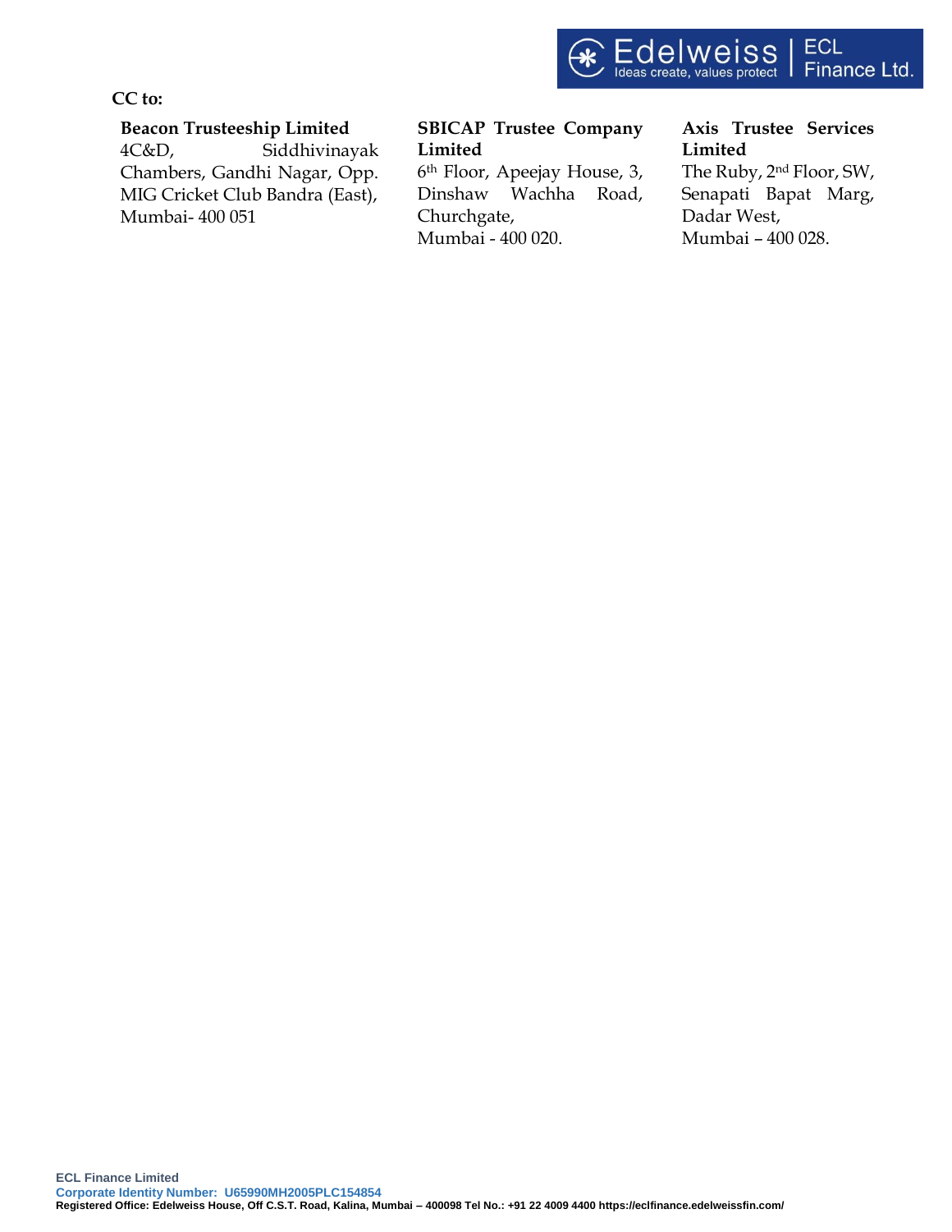**CC to:**

**Beacon Trusteeship Limited**
4C&D, Siddhivinayak Chambers, Gandhi Nagar, Opp. MIG Cricket Club Bandra (East), Mumbai- 400 051

**SBICAP Trustee Company Limited**
6th Floor, Apeejay House, 3, Dinshaw Wachha Road, Churchgate,
Mumbai - 400 020.

**Axis Trustee Services Limited**
The Ruby, 2nd Floor, SW, Senapati Bapat Marg, Dadar West,
Mumbai – 400 028.